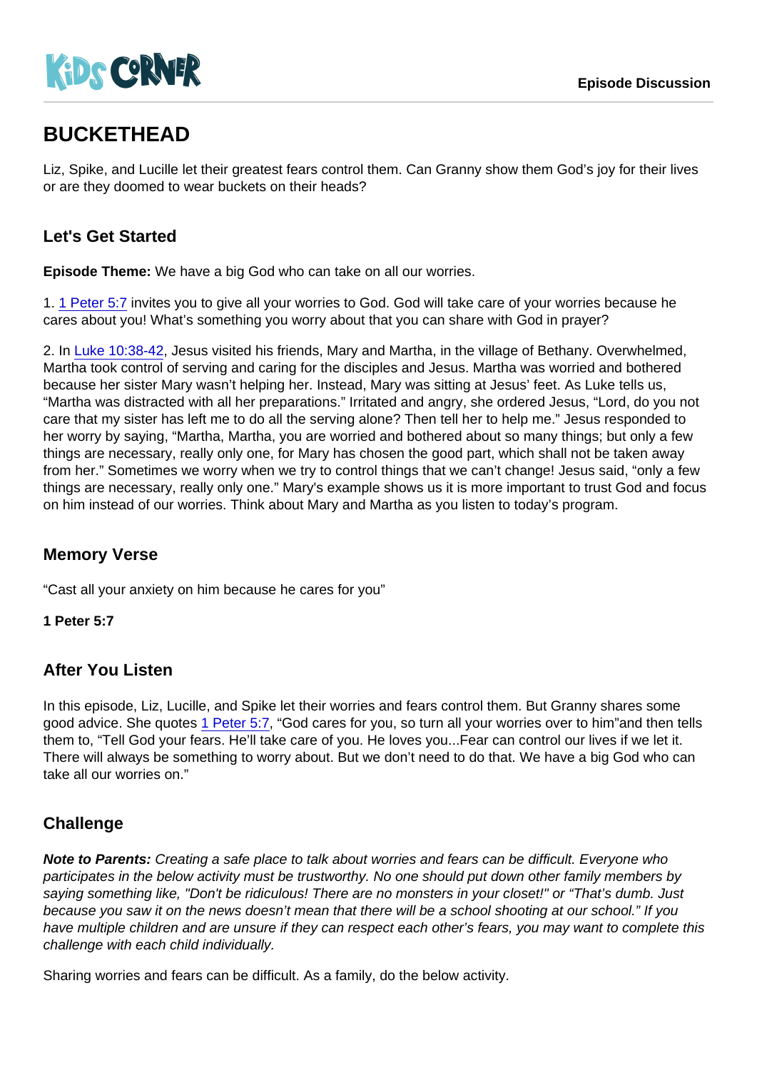# BUCKETHEAD

Liz, Spike, and Lucille let their greatest fears control them. Can Granny show them God's joy for their lives or are they doomed to wear buckets on their heads?

## Let's Get Started

**Episode Theme:** We have a big God who can take on all our worries.

1. 1 Peter 5:7 invites you to give all your worries to God. God will take care of your worries because he cares about you! What's something you worry about that you can share with God in prayer?

2. In Luke 10:38-42, Jesus visited his friends, Mary and Martha, in the village of Bethany. Overwhelmed, Martha took control of serving and caring for the disciples and Jesus. Martha was worried and bothered because her sister Mary wasn't helping her. Instead, Mary was sitting at Jesus' feet. As Luke tells us, "Martha was distracted with all her preparations." Irritated and angry, she ordered Jesus, "Lord, do you not care that my sister has left me to do all the serving alone? Then tell her to help me." Jesus responded to her worry by saying, "Martha, Martha, you are worried and bothered about so many things; but only a few things are necessary, really only one, for Mary has chosen the good part, which shall not be taken away from her." Sometimes we worry when we try to control things that we can't change! Jesus said, "only a few things are necessary, really only one." Mary's example shows us it is more important to trust God and focus on him instead of our worries. Think about Mary and Martha as you listen to today's program.

## Memory Verse

"Cast all your anxiety on him because he cares for you"

**1 Peter 5:7**

## After You Listen

In this episode, Liz, Lucille, and Spike let their worries and fears control them. But Granny shares some good advice. She quotes 1 Peter 5:7, "God cares for you, so turn all your worries over to him"and then tells them to, "Tell God your fears. He'll take care of you. He loves you...Fear can control our lives if we let it. There will always be something to worry about. But we don't need to do that. We have a big God who can take all our worries on."

## Challenge

***Note to Parents:*** *Creating a safe place to talk about worries and fears can be difficult. Everyone who participates in the below activity must be trustworthy. No one should put down other family members by saying something like, "Don't be ridiculous! There are no monsters in your closet!" or "That's dumb. Just because you saw it on the news doesn't mean that there will be a school shooting at our school." If you have multiple children and are unsure if they can respect each other's fears, you may want to complete this challenge with each child individually.*

Sharing worries and fears can be difficult. As a family, do the below activity.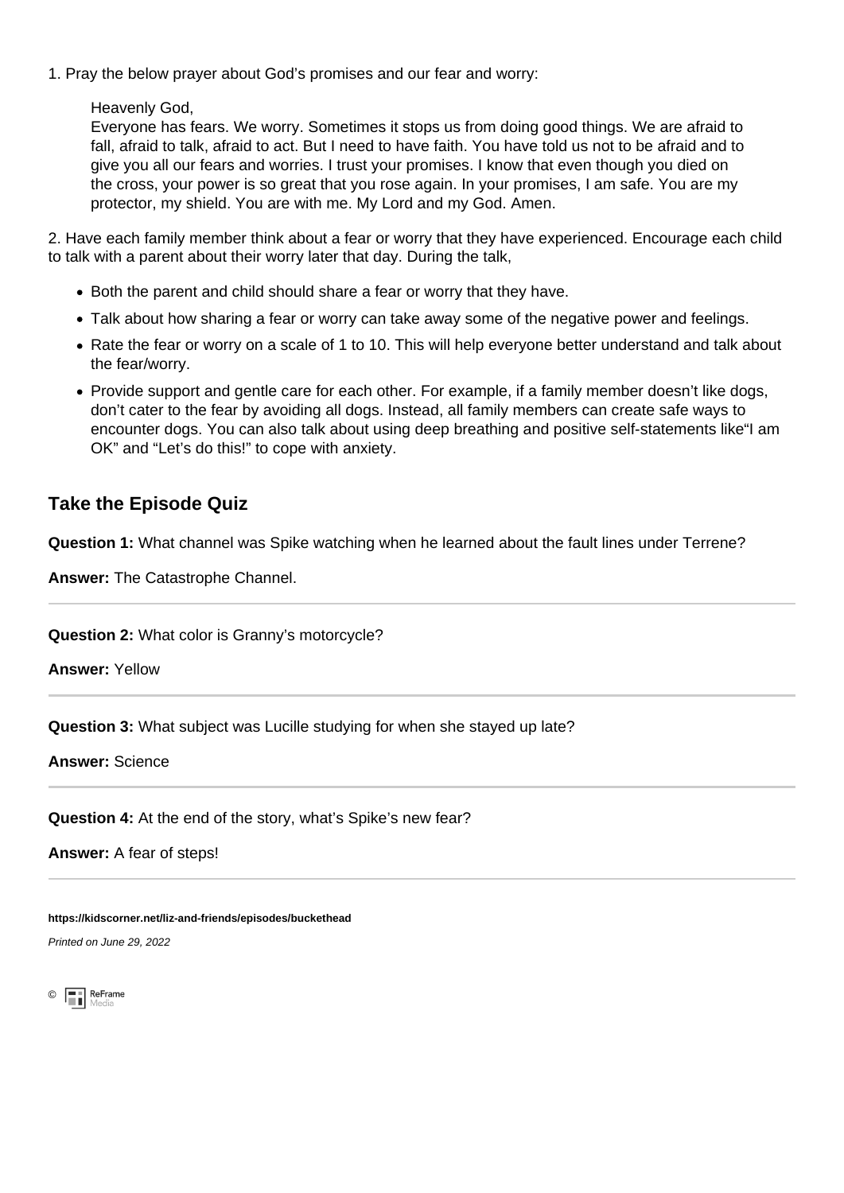1. Pray the below prayer about God's promises and our fear and worry:

    Heavenly God,
    Everyone has fears. We worry. Sometimes it stops us from doing good things. We are afraid to fall, afraid to talk, afraid to act. But I need to have faith. You have told us not to be afraid and to give you all our fears and worries. I trust your promises. I know that even though you died on the cross, your power is so great that you rose again. In your promises, I am safe. You are my protector, my shield. You are with me. My Lord and my God. Amen.

2. Have each family member think about a fear or worry that they have experienced. Encourage each child to talk with a parent about their worry later that day. During the talk,

    - Both the parent and child should share a fear or worry that they have.
    - Talk about how sharing a fear or worry can take away some of the negative power and feelings.
    - Rate the fear or worry on a scale of 1 to 10. This will help everyone better understand and talk about the fear/worry.
    - Provide support and gentle care for each other. For example, if a family member doesn't like dogs, don't cater to the fear by avoiding all dogs. Instead, all family members can create safe ways to encounter dogs. You can also talk about using deep breathing and positive self-statements like"I am OK" and "Let's do this!" to cope with anxiety.

## Take the Episode Quiz

**Question 1:** What channel was Spike watching when he learned about the fault lines under Terrene?

**Answer:** The Catastrophe Channel.

---

**Question 2:** What color is Granny's motorcycle?

**Answer:** Yellow

---

**Question 3:** What subject was Lucille studying for when she stayed up late?

**Answer:** Science

---

**Question 4:** At the end of the story, what's Spike's new fear?

**Answer:** A fear of steps!

---

**https://kidscorner.net/liz-and-friends/episodes/buckethead**

*Printed on June 29, 2022*

© ReFrame Media